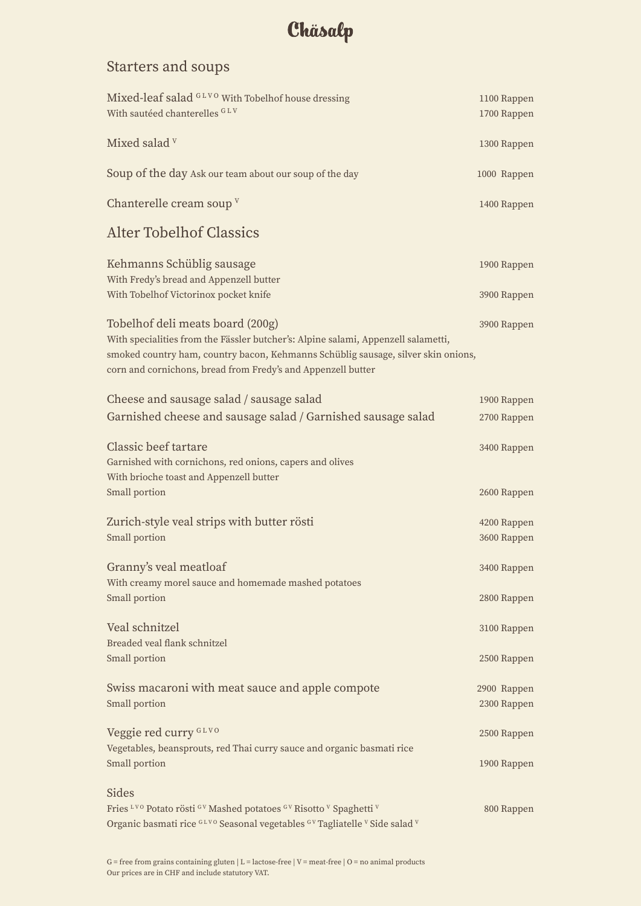# Chäsalp

## Starters and soups

Mixed-leaf salad [G L V O] With Tobelhof house dressing — 1100 Rappen
With sautéed chanterelles [G L V] — 1700 Rappen

Mixed salad [V] — 1300 Rappen

Soup of the day Ask our team about our soup of the day — 1000 Rappen

Chanterelle cream soup [V] — 1400 Rappen

## Alter Tobelhof Classics

Kehmanns Schüblig sausage — 1900 Rappen
With Fredy's bread and Appenzell butter
With Tobelhof Victorinox pocket knife — 3900 Rappen

Tobelhof deli meats board (200g) — 3900 Rappen
With specialities from the Fässler butcher's: Alpine salami, Appenzell salametti, smoked country ham, country bacon, Kehmanns Schüblig sausage, silver skin onions, corn and cornichons, bread from Fredy's and Appenzell butter

Cheese and sausage salad / sausage salad — 1900 Rappen
Garnished cheese and sausage salad / Garnished sausage salad — 2700 Rappen

Classic beef tartare — 3400 Rappen
Garnished with cornichons, red onions, capers and olives
With brioche toast and Appenzell butter
Small portion — 2600 Rappen

Zurich-style veal strips with butter rösti — 4200 Rappen
Small portion — 3600 Rappen

Granny's veal meatloaf — 3400 Rappen
With creamy morel sauce and homemade mashed potatoes
Small portion — 2800 Rappen

Veal schnitzel — 3100 Rappen
Breaded veal flank schnitzel
Small portion — 2500 Rappen

Swiss macaroni with meat sauce and apple compote — 2900 Rappen
Small portion — 2300 Rappen

Veggie red curry [G L V O] — 2500 Rappen
Vegetables, beansprouts, red Thai curry sauce and organic basmati rice
Small portion — 1900 Rappen

### Sides

Fries [L V O] Potato rösti [G V] Mashed potatoes [G V] Risotto [V] Spaghetti [V] — 800 Rappen
Organic basmati rice [G L V O] Seasonal vegetables [G V] Tagliatelle [V] Side salad [V]

G = free from grains containing gluten | L = lactose-free | V = meat-free | O = no animal products
Our prices are in CHF and include statutory VAT.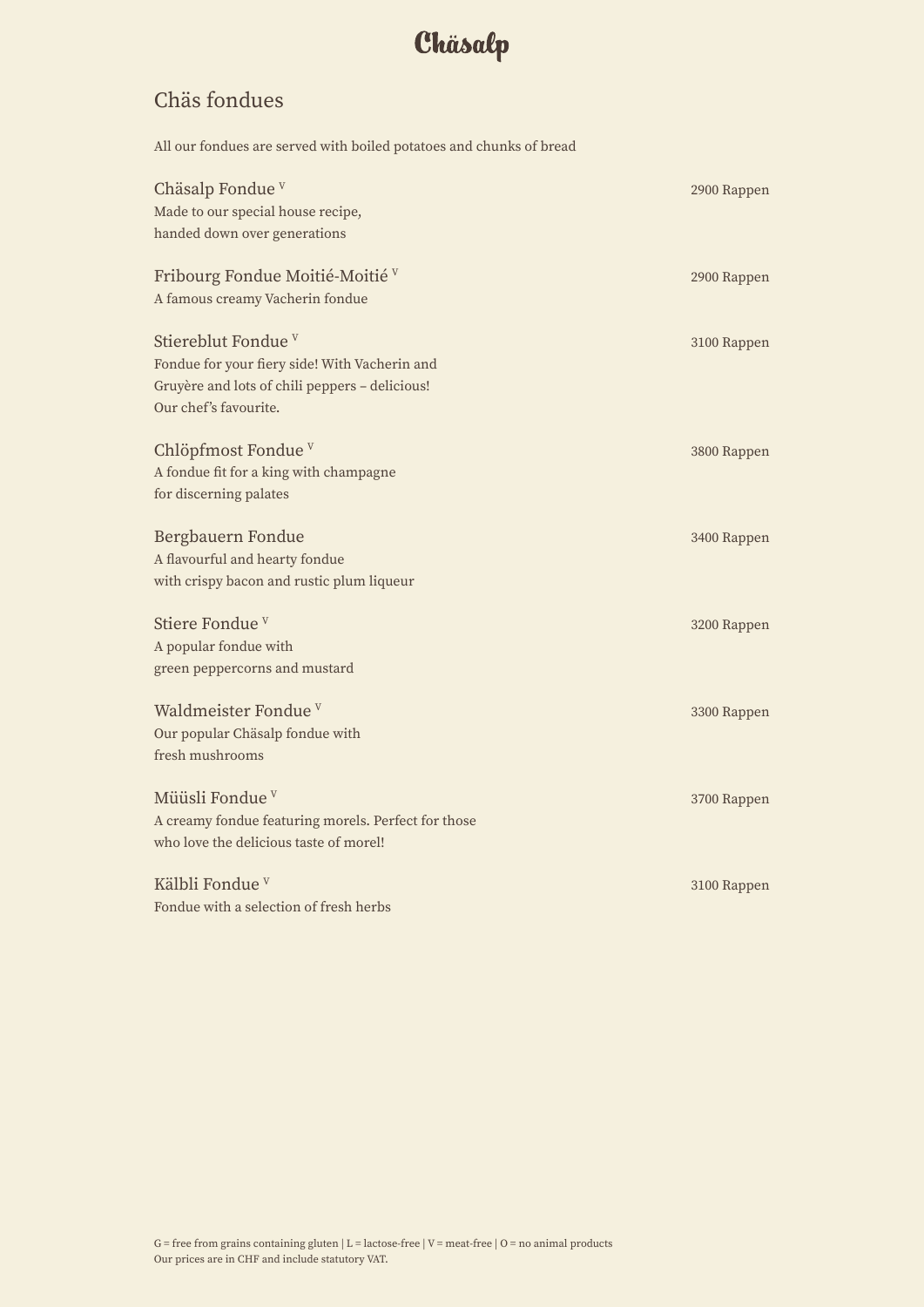# Chäsalp

## Chäs fondues

All our fondues are served with boiled potatoes and chunks of bread

**Chäsalp Fondue** [V] — 2900 Rappen
Made to our special house recipe,
handed down over generations

**Fribourg Fondue Moitié-Moitié** [V] — 2900 Rappen
A famous creamy Vacherin fondue

**Stiereblut Fondue** [V] — 3100 Rappen
Fondue for your fiery side! With Vacherin and
Gruyère and lots of chili peppers – delicious!
Our chef's favourite.

**Chlöpfmost Fondue** [V] — 3800 Rappen
A fondue fit for a king with champagne
for discerning palates

**Bergbauern Fondue** — 3400 Rappen
A flavourful and hearty fondue
with crispy bacon and rustic plum liqueur

**Stiere Fondue** [V] — 3200 Rappen
A popular fondue with
green peppercorns and mustard

**Waldmeister Fondue** [V] — 3300 Rappen
Our popular Chäsalp fondue with
fresh mushrooms

**Müüsli Fondue** [V] — 3700 Rappen
A creamy fondue featuring morels. Perfect for those
who love the delicious taste of morel!

**Kälbli Fondue** [V] — 3100 Rappen
Fondue with a selection of fresh herbs

G = free from grains containing gluten | L = lactose-free | V = meat-free | O = no animal products
Our prices are in CHF and include statutory VAT.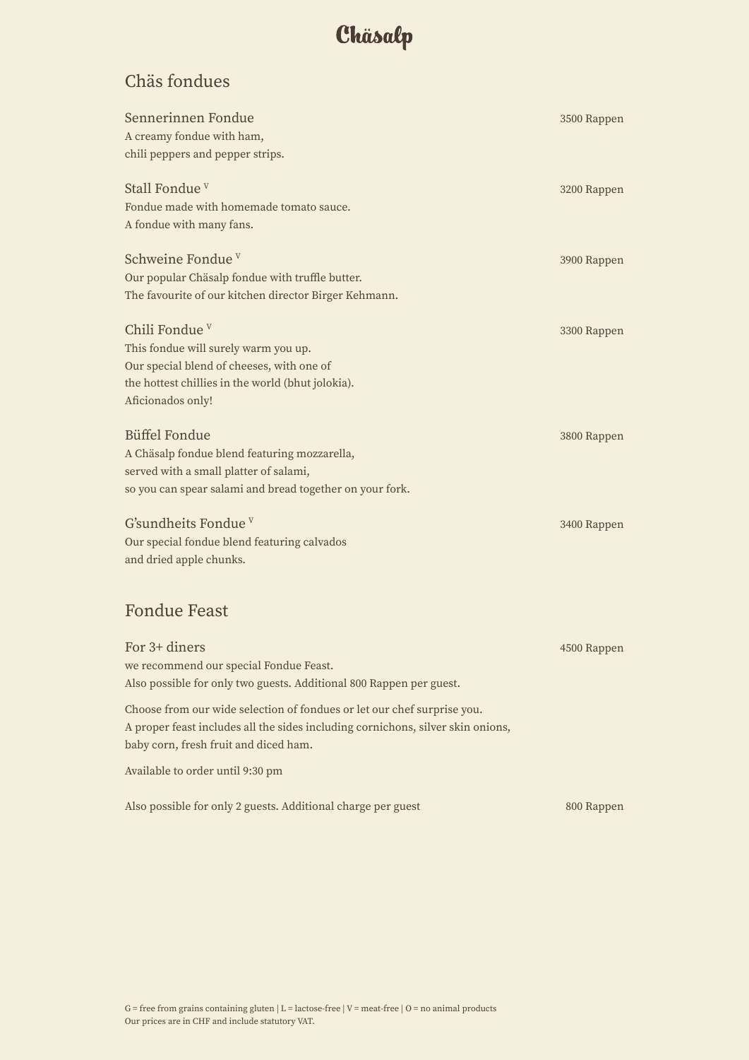# Chäsalp

## Chäs fondues

**Sennerinnen Fondue** — 3500 Rappen
A creamy fondue with ham,
chili peppers and pepper strips.

**Stall Fondue** V — 3200 Rappen
Fondue made with homemade tomato sauce.
A fondue with many fans.

**Schweine Fondue** V — 3900 Rappen
Our popular Chäsalp fondue with truffle butter.
The favourite of our kitchen director Birger Kehmann.

**Chili Fondue** V — 3300 Rappen
This fondue will surely warm you up.
Our special blend of cheeses, with one of
the hottest chillies in the world (bhut jolokia).
Aficionados only!

**Büffel Fondue** — 3800 Rappen
A Chäsalp fondue blend featuring mozzarella,
served with a small platter of salami,
so you can spear salami and bread together on your fork.

**G'sundheits Fondue** V — 3400 Rappen
Our special fondue blend featuring calvados
and dried apple chunks.

## Fondue Feast

**For 3+ diners** — 4500 Rappen
we recommend our special Fondue Feast.
Also possible for only two guests. Additional 800 Rappen per guest.

Choose from our wide selection of fondues or let our chef surprise you.
A proper feast includes all the sides including cornichons, silver skin onions,
baby corn, fresh fruit and diced ham.

Available to order until 9:30 pm

Also possible for only 2 guests. Additional charge per guest — 800 Rappen

G = free from grains containing gluten | L = lactose-free | V = meat-free | O = no animal products
Our prices are in CHF and include statutory VAT.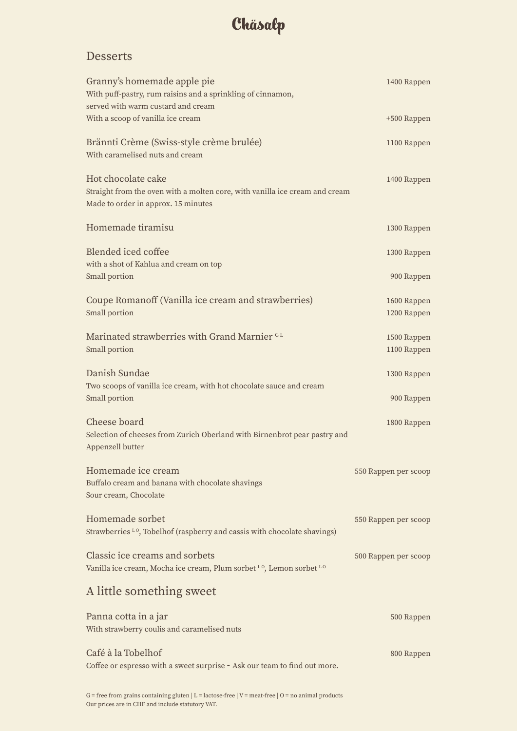# Chäsalp

## Desserts

**Granny's homemade apple pie** — 1400 Rappen
With puff-pastry, rum raisins and a sprinkling of cinnamon, served with warm custard and cream
With a scoop of vanilla ice cream — +500 Rappen

**Brännti Crème (Swiss-style crème brulée)** — 1100 Rappen
With caramelised nuts and cream

**Hot chocolate cake** — 1400 Rappen
Straight from the oven with a molten core, with vanilla ice cream and cream
Made to order in approx. 15 minutes

**Homemade tiramisu** — 1300 Rappen

**Blended iced coffee** — 1300 Rappen
with a shot of Kahlua and cream on top
Small portion — 900 Rappen

**Coupe Romanoff (Vanilla ice cream and strawberries)** — 1600 Rappen
Small portion — 1200 Rappen

**Marinated strawberries with Grand Marnier** G L — 1500 Rappen
Small portion — 1100 Rappen

**Danish Sundae** — 1300 Rappen
Two scoops of vanilla ice cream, with hot chocolate sauce and cream
Small portion — 900 Rappen

**Cheese board** — 1800 Rappen
Selection of cheeses from Zurich Oberland with Birnenbrot pear pastry and Appenzell butter

**Homemade ice cream** — 550 Rappen per scoop
Buffalo cream and banana with chocolate shavings
Sour cream, Chocolate

**Homemade sorbet** — 550 Rappen per scoop
Strawberries L O, Tobelhof (raspberry and cassis with chocolate shavings)

**Classic ice creams and sorbets** — 500 Rappen per scoop
Vanilla ice cream, Mocha ice cream, Plum sorbet L O, Lemon sorbet L O

## A little something sweet

**Panna cotta in a jar** — 500 Rappen
With strawberry coulis and caramelised nuts

**Café à la Tobelhof** — 800 Rappen
Coffee or espresso with a sweet surprise - Ask our team to find out more.

G = free from grains containing gluten | L = lactose-free | V = meat-free | O = no animal products
Our prices are in CHF and include statutory VAT.